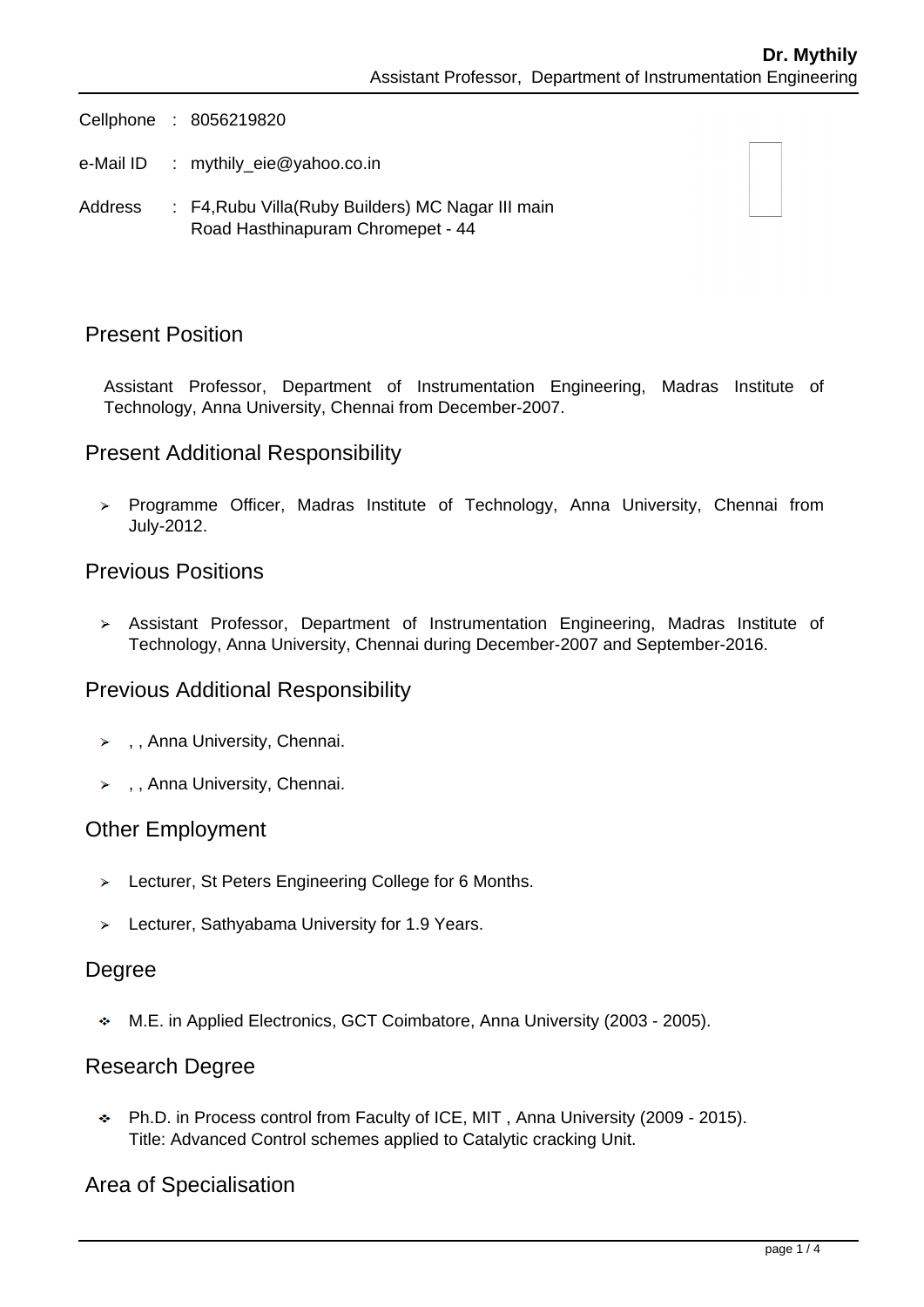**Dr. Mythily**
Assistant Professor, Department of Instrumentation Engineering

Cellphone : 8056219820

e-Mail ID : mythily_eie@yahoo.co.in

Address : F4,Rubu Villa(Ruby Builders) MC Nagar III main Road Hasthinapuram Chromepet - 44

## Present Position

Assistant Professor, Department of Instrumentation Engineering, Madras Institute of Technology, Anna University, Chennai from December-2007.

## Present Additional Responsibility

- Programme Officer, Madras Institute of Technology, Anna University, Chennai from July-2012.

## Previous Positions

- Assistant Professor, Department of Instrumentation Engineering, Madras Institute of Technology, Anna University, Chennai during December-2007 and September-2016.

## Previous Additional Responsibility

- , , Anna University, Chennai.
- , , Anna University, Chennai.

## Other Employment

- Lecturer, St Peters Engineering College for 6 Months.
- Lecturer, Sathyabama University for 1.9 Years.

## Degree

- M.E. in Applied Electronics, GCT Coimbatore, Anna University (2003 - 2005).

## Research Degree

- Ph.D. in Process control from Faculty of ICE, MIT , Anna University (2009 - 2015).
  Title: Advanced Control schemes applied to Catalytic cracking Unit.

## Area of Specialisation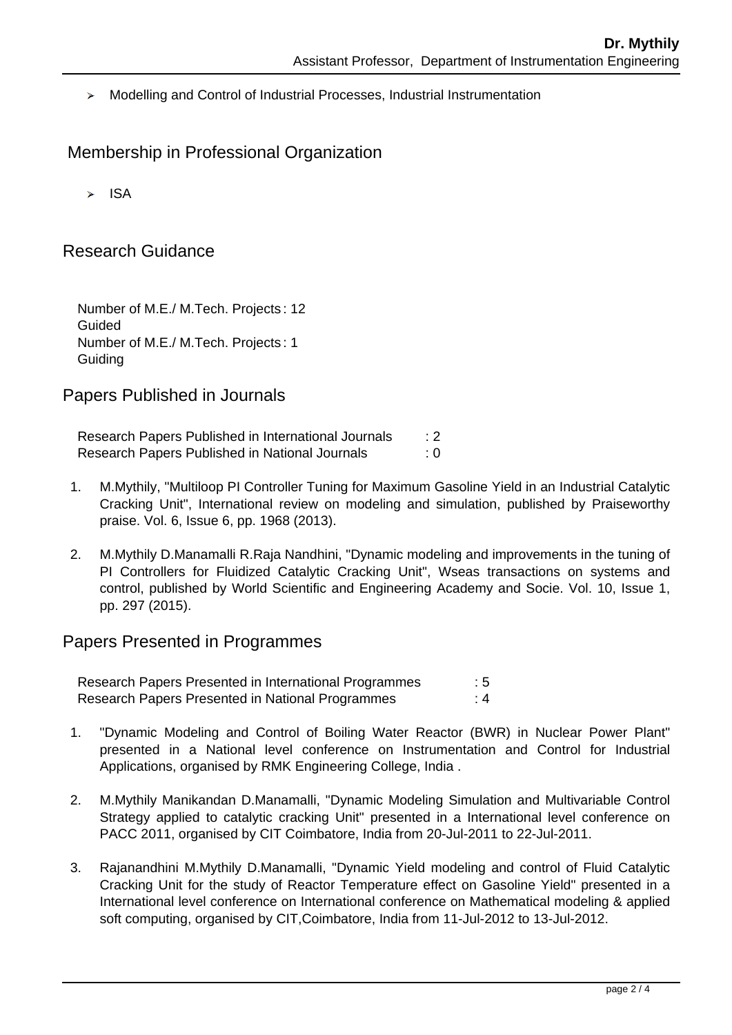- Modelling and Control of Industrial Processes, Industrial Instrumentation

## Membership in Professional Organization

- ISA

## Research Guidance

| | |
|---|---|
| Number of M.E./ M.Tech. Projects Guided | : 12 |
| Number of M.E./ M.Tech. Projects Guiding | : 1 |

## Papers Published in Journals

| | |
|---|---|
| Research Papers Published in International Journals | : 2 |
| Research Papers Published in National Journals | : 0 |

1. M.Mythily, "Multiloop PI Controller Tuning for Maximum Gasoline Yield in an Industrial Catalytic Cracking Unit", International review on modeling and simulation, published by Praiseworthy praise. Vol. 6, Issue 6, pp. 1968 (2013).

2. M.Mythily D.Manamalli R.Raja Nandhini, "Dynamic modeling and improvements in the tuning of PI Controllers for Fluidized Catalytic Cracking Unit", Wseas transactions on systems and control, published by World Scientific and Engineering Academy and Socie. Vol. 10, Issue 1, pp. 297 (2015).

## Papers Presented in Programmes

| | |
|---|---|
| Research Papers Presented in International Programmes | : 5 |
| Research Papers Presented in National Programmes | : 4 |

1. "Dynamic Modeling and Control of Boiling Water Reactor (BWR) in Nuclear Power Plant" presented in a National level conference on Instrumentation and Control for Industrial Applications, organised by RMK Engineering College, India .

2. M.Mythily Manikandan D.Manamalli, "Dynamic Modeling Simulation and Multivariable Control Strategy applied to catalytic cracking Unit" presented in a International level conference on PACC 2011, organised by CIT Coimbatore, India from 20-Jul-2011 to 22-Jul-2011.

3. Rajanandhini M.Mythily D.Manamalli, "Dynamic Yield modeling and control of Fluid Catalytic Cracking Unit for the study of Reactor Temperature effect on Gasoline Yield" presented in a International level conference on International conference on Mathematical modeling & applied soft computing, organised by CIT,Coimbatore, India from 11-Jul-2012 to 13-Jul-2012.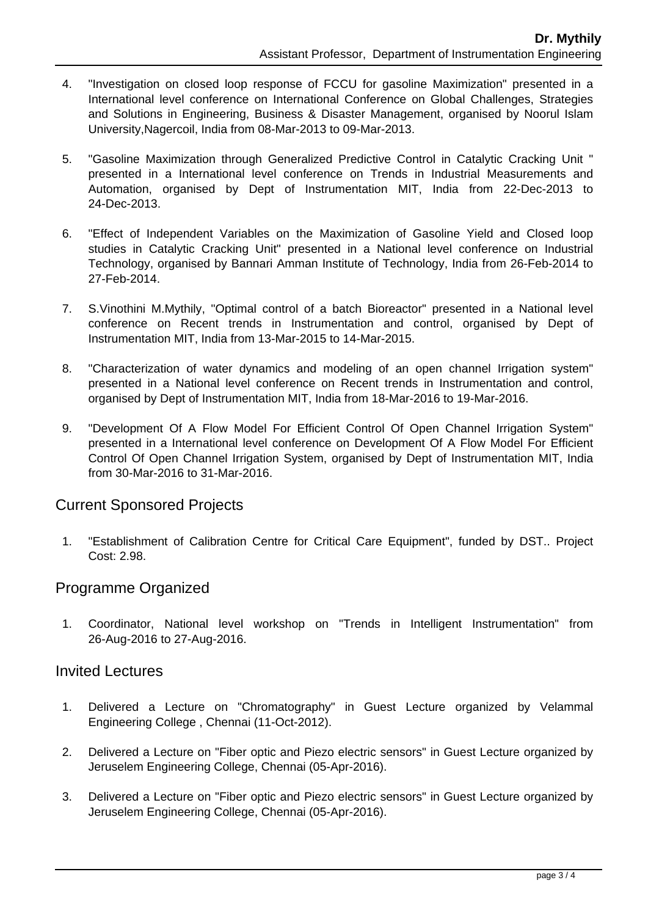4. "Investigation on closed loop response of FCCU for gasoline Maximization" presented in a International level conference on International Conference on Global Challenges, Strategies and Solutions in Engineering, Business & Disaster Management, organised by Noorul Islam University,Nagercoil, India from 08-Mar-2013 to 09-Mar-2013.

5. "Gasoline Maximization through Generalized Predictive Control in Catalytic Cracking Unit " presented in a International level conference on Trends in Industrial Measurements and Automation, organised by Dept of Instrumentation MIT, India from 22-Dec-2013 to 24-Dec-2013.

6. "Effect of Independent Variables on the Maximization of Gasoline Yield and Closed loop studies in Catalytic Cracking Unit" presented in a National level conference on Industrial Technology, organised by Bannari Amman Institute of Technology, India from 26-Feb-2014 to 27-Feb-2014.

7. S.Vinothini M.Mythily, "Optimal control of a batch Bioreactor" presented in a National level conference on Recent trends in Instrumentation and control, organised by Dept of Instrumentation MIT, India from 13-Mar-2015 to 14-Mar-2015.

8. "Characterization of water dynamics and modeling of an open channel Irrigation system" presented in a National level conference on Recent trends in Instrumentation and control, organised by Dept of Instrumentation MIT, India from 18-Mar-2016 to 19-Mar-2016.

9. "Development Of A Flow Model For Efficient Control Of Open Channel Irrigation System" presented in a International level conference on Development Of A Flow Model For Efficient Control Of Open Channel Irrigation System, organised by Dept of Instrumentation MIT, India from 30-Mar-2016 to 31-Mar-2016.

## Current Sponsored Projects

1. "Establishment of Calibration Centre for Critical Care Equipment", funded by DST.. Project Cost: 2.98.

## Programme Organized

1. Coordinator, National level workshop on "Trends in Intelligent Instrumentation" from 26-Aug-2016 to 27-Aug-2016.

## Invited Lectures

1. Delivered a Lecture on "Chromatography" in Guest Lecture organized by Velammal Engineering College , Chennai (11-Oct-2012).

2. Delivered a Lecture on "Fiber optic and Piezo electric sensors" in Guest Lecture organized by Jeruselem Engineering College, Chennai (05-Apr-2016).

3. Delivered a Lecture on "Fiber optic and Piezo electric sensors" in Guest Lecture organized by Jeruselem Engineering College, Chennai (05-Apr-2016).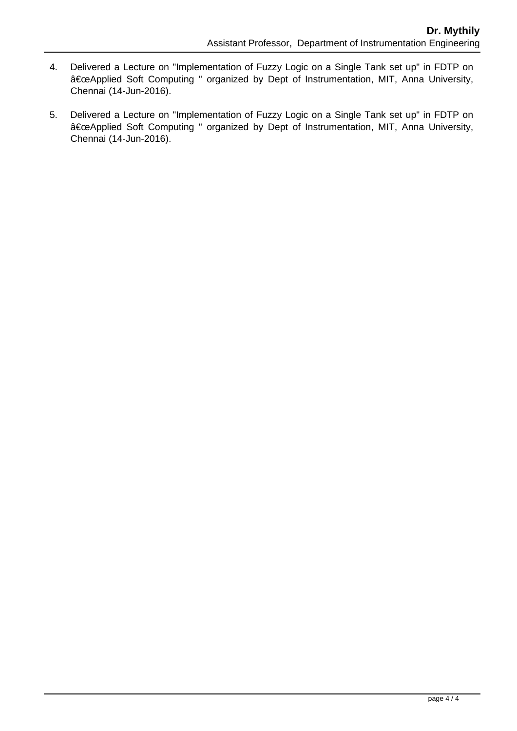4. Delivered a Lecture on "Implementation of Fuzzy Logic on a Single Tank set up" in FDTP on â€œApplied Soft Computing " organized by Dept of Instrumentation, MIT, Anna University, Chennai (14-Jun-2016).

5. Delivered a Lecture on "Implementation of Fuzzy Logic on a Single Tank set up" in FDTP on â€œApplied Soft Computing " organized by Dept of Instrumentation, MIT, Anna University, Chennai (14-Jun-2016).